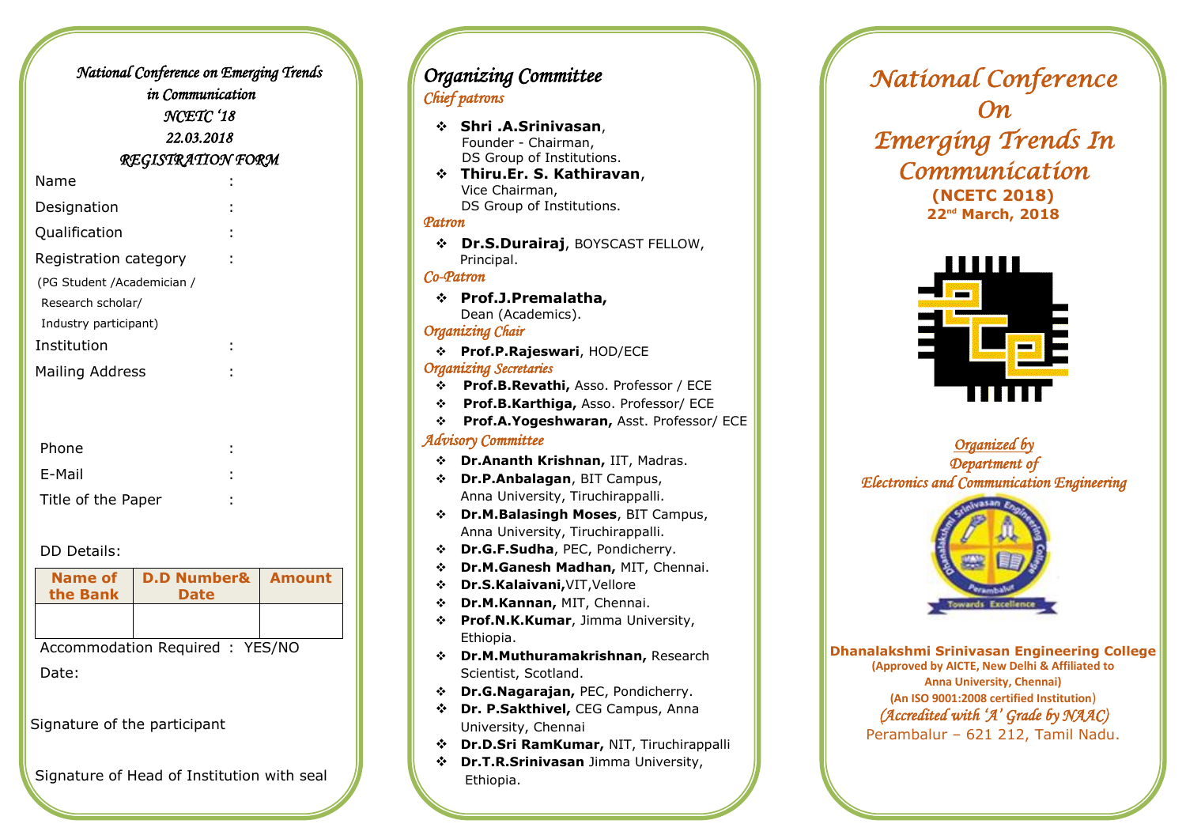*National Conference on Emerging Trends in Communication*

*NCETC '18*

*22.03.2018*

## *REGISTRATION FORM*

Name :

Designation :

Qualification :

Registration category :
(PG Student /Academician / Research scholar/ Industry participant)

Institution :

Mailing Address :

Phone :

E-Mail :

Title of the Paper :

DD Details:

| Name of the Bank | D.D Number& Date | Amount |
|---|---|---|
| | | |

Accommodation Required : YES/NO

Date:

Signature of the participant

Signature of Head of Institution with seal

## *Organizing Committee*

### *Chief patrons*

- **Shri .A.Srinivasan**, Founder - Chairman, DS Group of Institutions.
- **Thiru.Er. S. Kathiravan**, Vice Chairman, DS Group of Institutions.

### *Patron*

- **Dr.S.Durairaj**, BOYSCAST FELLOW, Principal.

### *Co-Patron*

- **Prof.J.Premalatha,** Dean (Academics).

### *Organizing Chair*

- **Prof.P.Rajeswari**, HOD/ECE

### *Organizing Secretaries*

- **Prof.B.Revathi,** Asso. Professor / ECE
- **Prof.B.Karthiga,** Asso. Professor/ ECE
- **Prof.A.Yogeshwaran,** Asst. Professor/ ECE

### *Advisory Committee*

- **Dr.Ananth Krishnan,** IIT, Madras.
- **Dr.P.Anbalagan**, BIT Campus, Anna University, Tiruchirappalli.
- **Dr.M.Balasingh Moses**, BIT Campus, Anna University, Tiruchirappalli.
- **Dr.G.F.Sudha**, PEC, Pondicherry.
- **Dr.M.Ganesh Madhan,** MIT, Chennai.
- **Dr.S.Kalaivani,**VIT,Vellore
- **Dr.M.Kannan,** MIT, Chennai.
- **Prof.N.K.Kumar**, Jimma University, Ethiopia.
- **Dr.M.Muthuramakrishnan,** Research Scientist, Scotland.
- **Dr.G.Nagarajan,** PEC, Pondicherry.
- **Dr. P.Sakthivel,** CEG Campus, Anna University, Chennai
- **Dr.D.Sri RamKumar,** NIT, Tiruchirappalli
- **Dr.T.R.Srinivasan** Jimma University, Ethiopia.

# *National Conference On Emerging Trends In Communication*

**(NCETC 2018)**

**22nd March, 2018**

*Organized by*
*Department of*
*Electronics and Communication Engineering*

**Dhanalakshmi Srinivasan Engineering College**

**(Approved by AICTE, New Delhi & Affiliated to Anna University, Chennai)**

**(An ISO 9001:2008 certified Institution)**

*(Accredited with 'A' Grade by NAAC)*

Perambalur – 621 212, Tamil Nadu.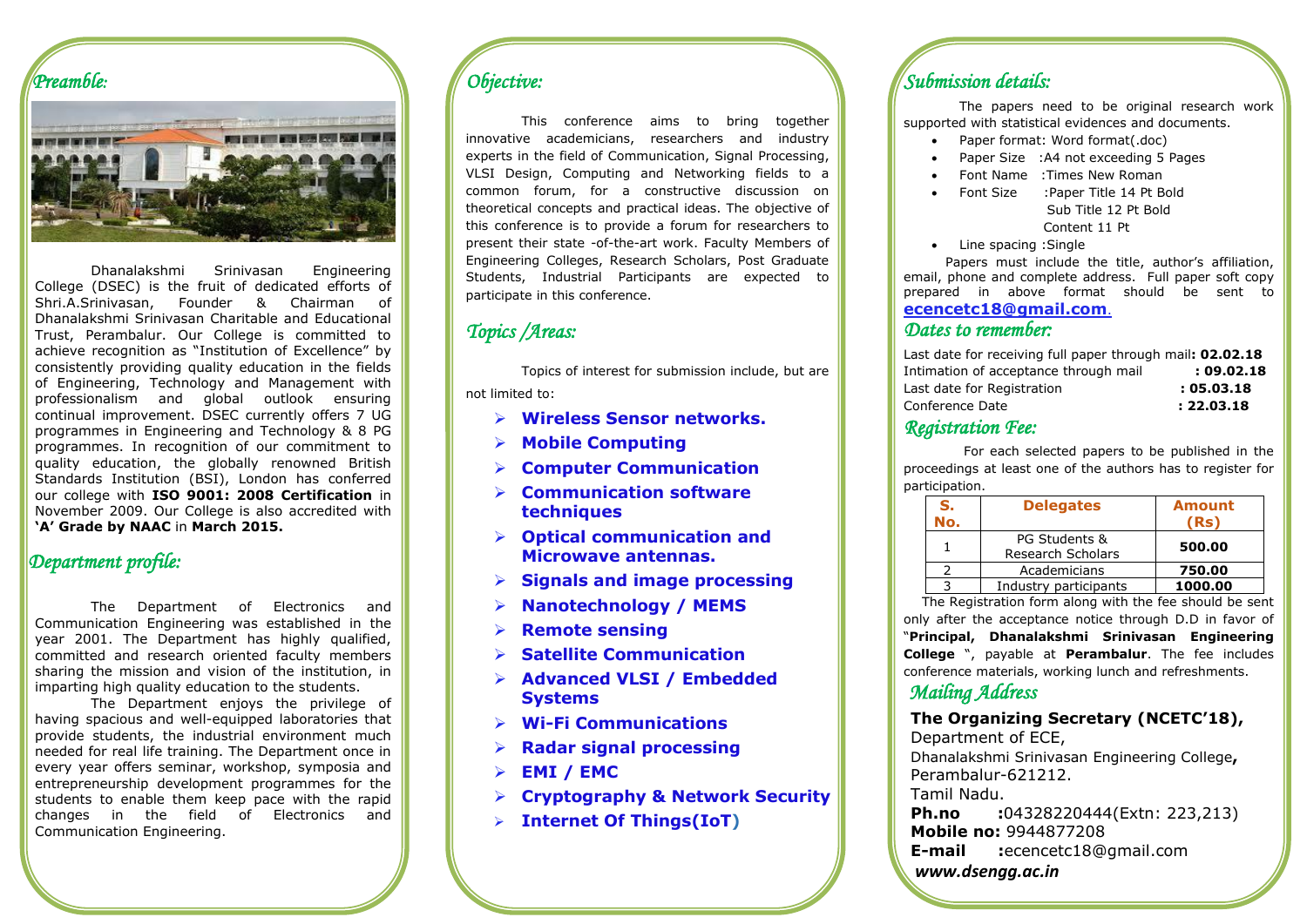## Preamble:

Dhanalakshmi Srinivasan Engineering College (DSEC) is the fruit of dedicated efforts of Shri.A.Srinivasan, Founder & Chairman of Dhanalakshmi Srinivasan Charitable and Educational Trust, Perambalur. Our College is committed to achieve recognition as "Institution of Excellence" by consistently providing quality education in the fields of Engineering, Technology and Management with professionalism and global outlook ensuring continual improvement. DSEC currently offers 7 UG programmes in Engineering and Technology & 8 PG programmes. In recognition of our commitment to quality education, the globally renowned British Standards Institution (BSI), London has conferred our college with **ISO 9001: 2008 Certification** in November 2009. Our College is also accredited with **'A' Grade by NAAC** in **March 2015.**

## Department profile:

The Department of Electronics and Communication Engineering was established in the year 2001. The Department has highly qualified, committed and research oriented faculty members sharing the mission and vision of the institution, in imparting high quality education to the students.

The Department enjoys the privilege of having spacious and well-equipped laboratories that provide students, the industrial environment much needed for real life training. The Department once in every year offers seminar, workshop, symposia and entrepreneurship development programmes for the students to enable them keep pace with the rapid changes in the field of Electronics and Communication Engineering.

## Objective:

This conference aims to bring together innovative academicians, researchers and industry experts in the field of Communication, Signal Processing, VLSI Design, Computing and Networking fields to a common forum, for a constructive discussion on theoretical concepts and practical ideas. The objective of this conference is to provide a forum for researchers to present their state -of-the-art work. Faculty Members of Engineering Colleges, Research Scholars, Post Graduate Students, Industrial Participants are expected to participate in this conference.

## Topics /Areas:

Topics of interest for submission include, but are not limited to:

- **Wireless Sensor networks.**
- **Mobile Computing**
- **Computer Communication**
- **Communication software techniques**
- **Optical communication and Microwave antennas.**
- **Signals and image processing**
- **Nanotechnology / MEMS**
- **Remote sensing**
- **Satellite Communication**
- **Advanced VLSI / Embedded Systems**
- **Wi-Fi Communications**
- **Radar signal processing**
- **EMI / EMC**
- **Cryptography & Network Security**
- **Internet Of Things(IoT)**

## Submission details:

The papers need to be original research work supported with statistical evidences and documents.

- Paper format: Word format(.doc)
- Paper Size :A4 not exceeding 5 Pages
- Font Name :Times New Roman
- Font Size :Paper Title 14 Pt Bold
  Sub Title 12 Pt Bold
  Content 11 Pt
- Line spacing :Single

Papers must include the title, author's affiliation, email, phone and complete address. Full paper soft copy prepared in above format should be sent to **ecencetc18@gmail.com**.

## Dates to remember:

Last date for receiving full paper through mail**: 02.02.18**
Intimation of acceptance through mail **: 09.02.18**
Last date for Registration **: 05.03.18**
Conference Date **: 22.03.18**

## Registration Fee:

For each selected papers to be published in the proceedings at least one of the authors has to register for participation.

| S. No. | Delegates | Amount (Rs) |
|---|---|---|
| 1 | PG Students & Research Scholars | **500.00** |
| 2 | Academicians | **750.00** |
| 3 | Industry participants | **1000.00** |

The Registration form along with the fee should be sent only after the acceptance notice through D.D in favor of "**Principal, Dhanalakshmi Srinivasan Engineering College** ", payable at **Perambalur**. The fee includes conference materials, working lunch and refreshments.

## Mailing Address

**The Organizing Secretary (NCETC'18),**
Department of ECE,
Dhanalakshmi Srinivasan Engineering College**,**
Perambalur-621212.
Tamil Nadu.
**Ph.no :**04328220444(Extn: 223,213)
**Mobile no:** 9944877208
**E-mail :**ecencetc18@gmail.com
***www.dsengg.ac.in***